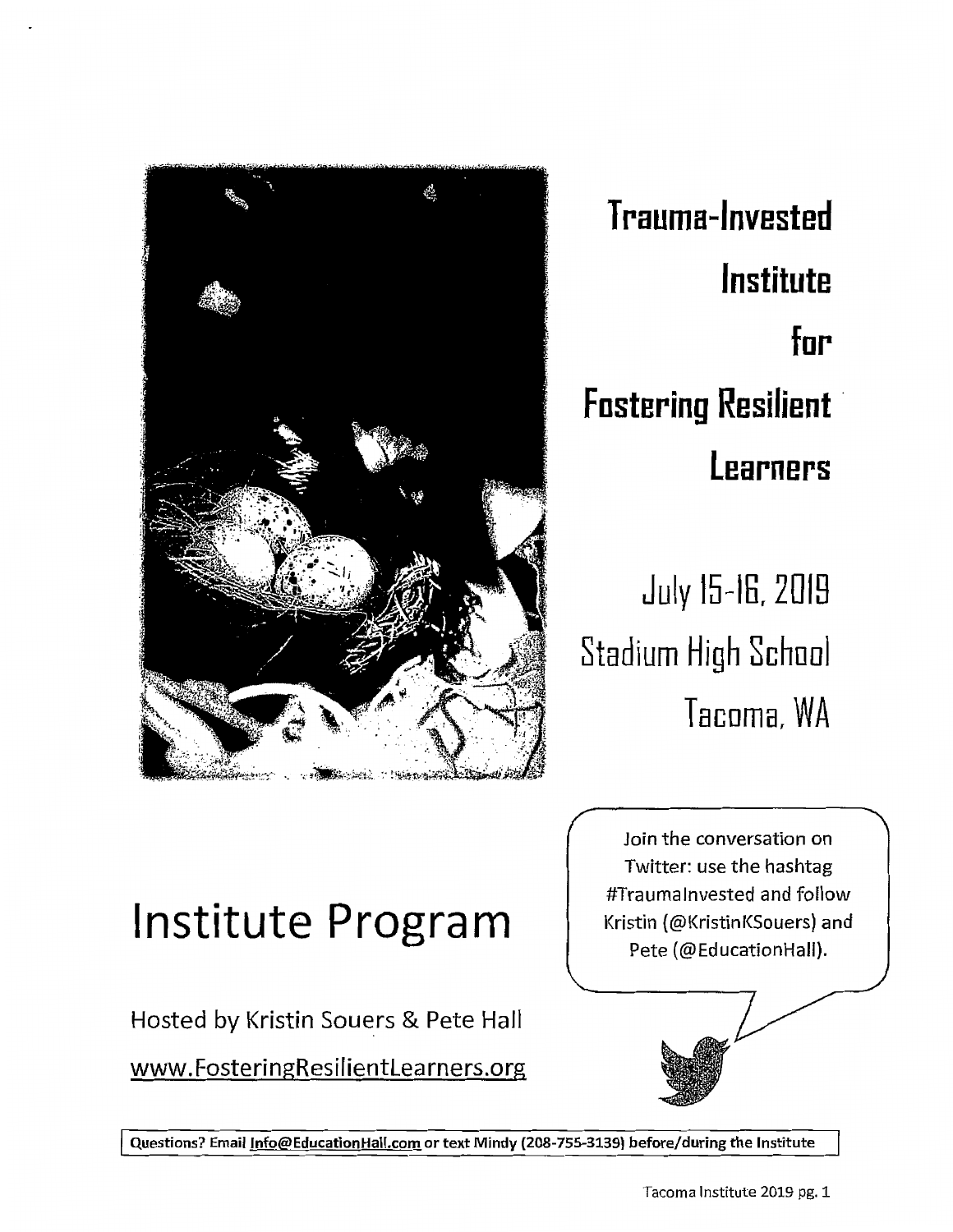# Trauma-Invested Institute for Fostering Resilient Learners

July 15-16, 2019

Stadium High School

Tacoma, WA

# Institute Program

Hosted by Kristin Souers & Pete Hall

www.FosteringResilientLearners.org

Join the conversation on Twitter: use the hashtag #TraumaInvested and follow Kristin (@KristinKSouers) and Pete (@EducationHall).

**Questions? Email Info@EducationHall.com or text Mindy (208-755-3139) before/during the Institute**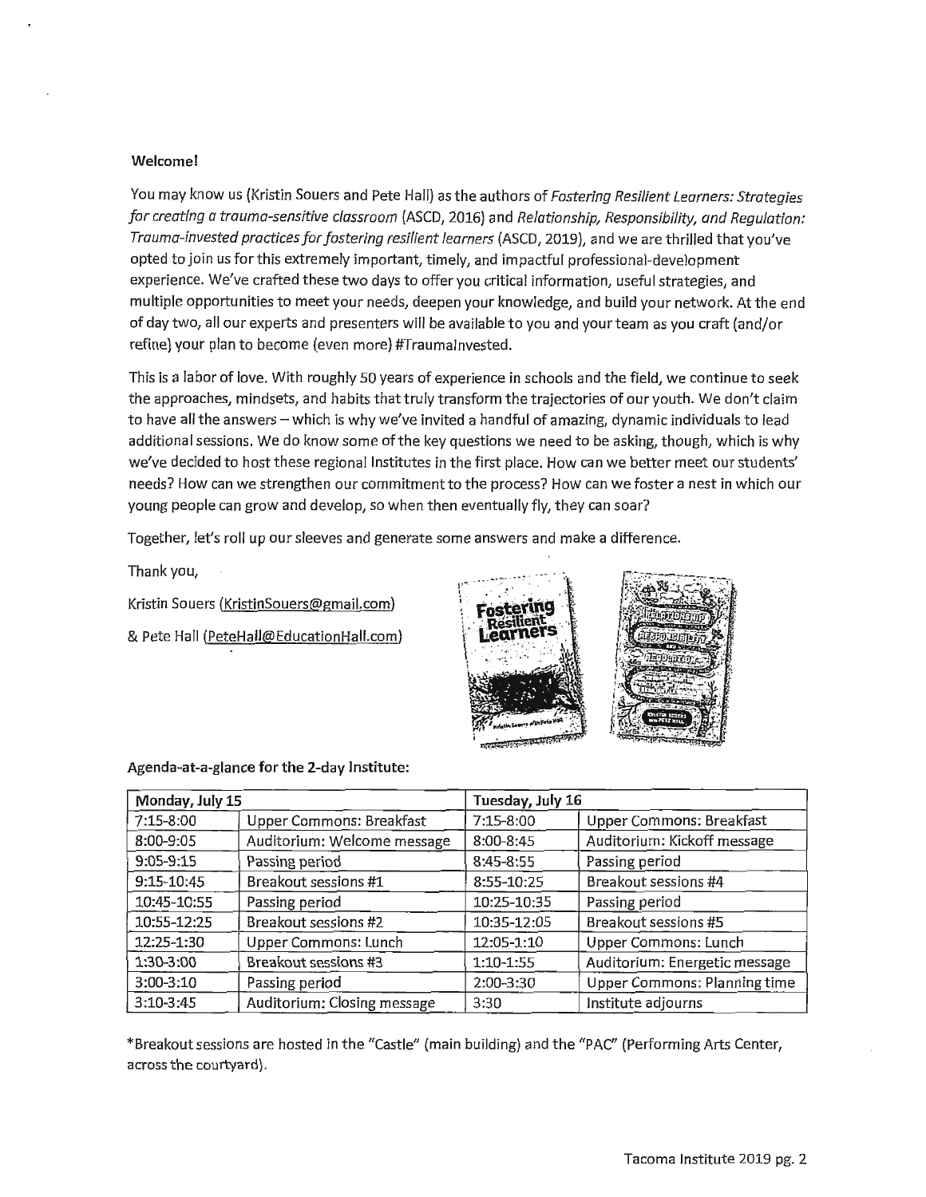**Welcome!**

You may know us (Kristin Souers and Pete Hall) as the authors of *Fostering Resilient Learners: Strategies for creating a trauma-sensitive classroom* (ASCD, 2016) and *Relationship, Responsibility, and Regulation: Trauma-invested practices for fostering resilient learners* (ASCD, 2019), and we are thrilled that you've opted to join us for this extremely important, timely, and impactful professional-development experience. We've crafted these two days to offer you critical information, useful strategies, and multiple opportunities to meet your needs, deepen your knowledge, and build your network. At the end of day two, all our experts and presenters will be available to you and your team as you craft (and/or refine) your plan to become (even more) #TraumaInvested.

This is a labor of love. With roughly 50 years of experience in schools and the field, we continue to seek the approaches, mindsets, and habits that truly transform the trajectories of our youth. We don't claim to have all the answers – which is why we've invited a handful of amazing, dynamic individuals to lead additional sessions. We do know some of the key questions we need to be asking, though, which is why we've decided to host these regional Institutes in the first place. How can we better meet our students' needs? How can we strengthen our commitment to the process? How can we foster a nest in which our young people can grow and develop, so when then eventually fly, they can soar?

Together, let's roll up our sleeves and generate some answers and make a difference.

Thank you,

Kristin Souers (KristinSouers@gmail.com)

& Pete Hall (PeteHall@EducationHall.com)

**Agenda-at-a-glance for the 2-day Institute:**

| Monday, July 15 | | Tuesday, July 16 | |
|---|---|---|---|
| 7:15-8:00 | Upper Commons: Breakfast | 7:15-8:00 | Upper Commons: Breakfast |
| 8:00-9:05 | Auditorium: Welcome message | 8:00-8:45 | Auditorium: Kickoff message |
| 9:05-9:15 | Passing period | 8:45-8:55 | Passing period |
| 9:15-10:45 | Breakout sessions #1 | 8:55-10:25 | Breakout sessions #4 |
| 10:45-10:55 | Passing period | 10:25-10:35 | Passing period |
| 10:55-12:25 | Breakout sessions #2 | 10:35-12:05 | Breakout sessions #5 |
| 12:25-1:30 | Upper Commons: Lunch | 12:05-1:10 | Upper Commons: Lunch |
| 1:30-3:00 | Breakout sessions #3 | 1:10-1:55 | Auditorium: Energetic message |
| 3:00-3:10 | Passing period | 2:00-3:30 | Upper Commons: Planning time |
| 3:10-3:45 | Auditorium: Closing message | 3:30 | Institute adjourns |

*Breakout sessions are hosted in the "Castle" (main building) and the "PAC" (Performing Arts Center, across the courtyard).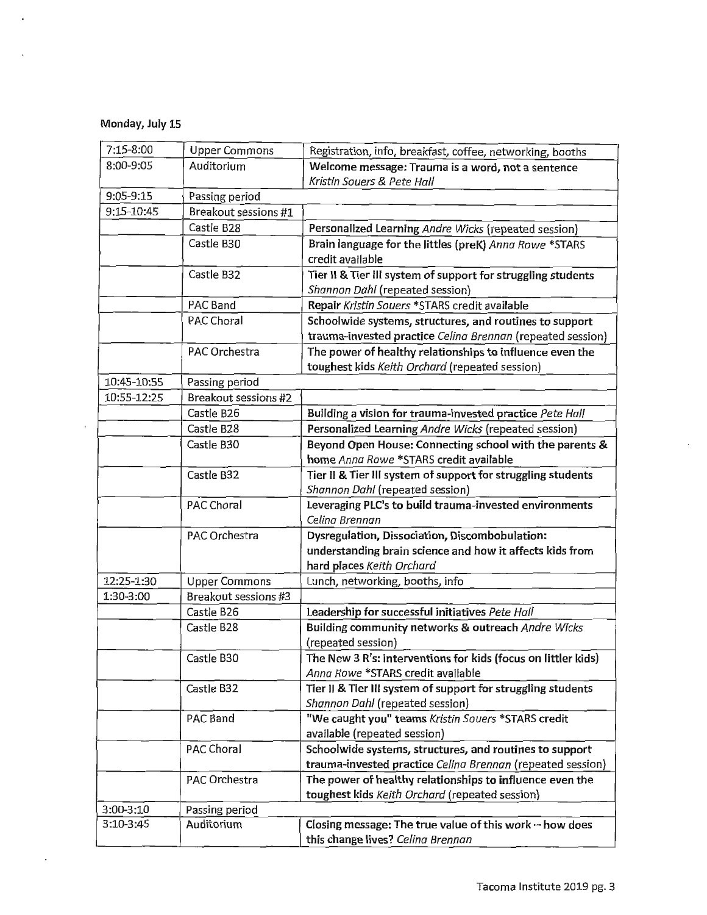**Monday, July 15**

| | | |
|---|---|---|
| 7:15-8:00 | Upper Commons | Registration, info, breakfast, coffee, networking, booths |
| 8:00-9:05 | Auditorium | **Welcome message: Trauma is a word, not a sentence** *Kristin Souers & Pete Hall* |
| 9:05-9:15 | Passing period | |
| 9:15-10:45 | Breakout sessions #1 | |
| | Castle B28 | **Personalized Learning** *Andre Wicks* (repeated session) |
| | Castle B30 | **Brain language for the littles (preK)** *Anna Rowe* *STARS credit available |
| | Castle B32 | **Tier II & Tier III system of support for struggling students** *Shannon Dahl* (repeated session) |
| | PAC Band | **Repair** *Kristin Souers* *STARS credit available |
| | PAC Choral | **Schoolwide systems, structures, and routines to support trauma-invested practice** *Celina Brennan* (repeated session) |
| | PAC Orchestra | **The power of healthy relationships to influence even the toughest kids** *Keith Orchard* (repeated session) |
| 10:45-10:55 | Passing period | |
| 10:55-12:25 | Breakout sessions #2 | |
| | Castle B26 | **Building a vision for trauma-invested practice** *Pete Hall* |
| | Castle B28 | **Personalized Learning** *Andre Wicks* (repeated session) |
| | Castle B30 | **Beyond Open House: Connecting school with the parents & home** *Anna Rowe* *STARS credit available |
| | Castle B32 | **Tier II & Tier III system of support for struggling students** *Shannon Dahl* (repeated session) |
| | PAC Choral | **Leveraging PLC's to build trauma-invested environments** *Celina Brennan* |
| | PAC Orchestra | **Dysregulation, Dissociation, Discombobulation: understanding brain science and how it affects kids from hard places** *Keith Orchard* |
| 12:25-1:30 | Upper Commons | Lunch, networking, booths, info |
| 1:30-3:00 | Breakout sessions #3 | |
| | Castle B26 | **Leadership for successful initiatives** *Pete Hall* |
| | Castle B28 | **Building community networks & outreach** *Andre Wicks* (repeated session) |
| | Castle B30 | **The New 3 R's: interventions for kids (focus on littler kids)** *Anna Rowe* *STARS credit available |
| | Castle B32 | **Tier II & Tier III system of support for struggling students** *Shannon Dahl* (repeated session) |
| | PAC Band | **"We caught you" teams** *Kristin Souers* *STARS credit available (repeated session) |
| | PAC Choral | **Schoolwide systems, structures, and routines to support trauma-invested practice** *Celina Brennan* (repeated session) |
| | PAC Orchestra | **The power of healthy relationships to influence even the toughest kids** *Keith Orchard* (repeated session) |
| 3:00-3:10 | Passing period | |
| 3:10-3:45 | Auditorium | **Closing message: The true value of this work – how does this change lives?** *Celina Brennan* |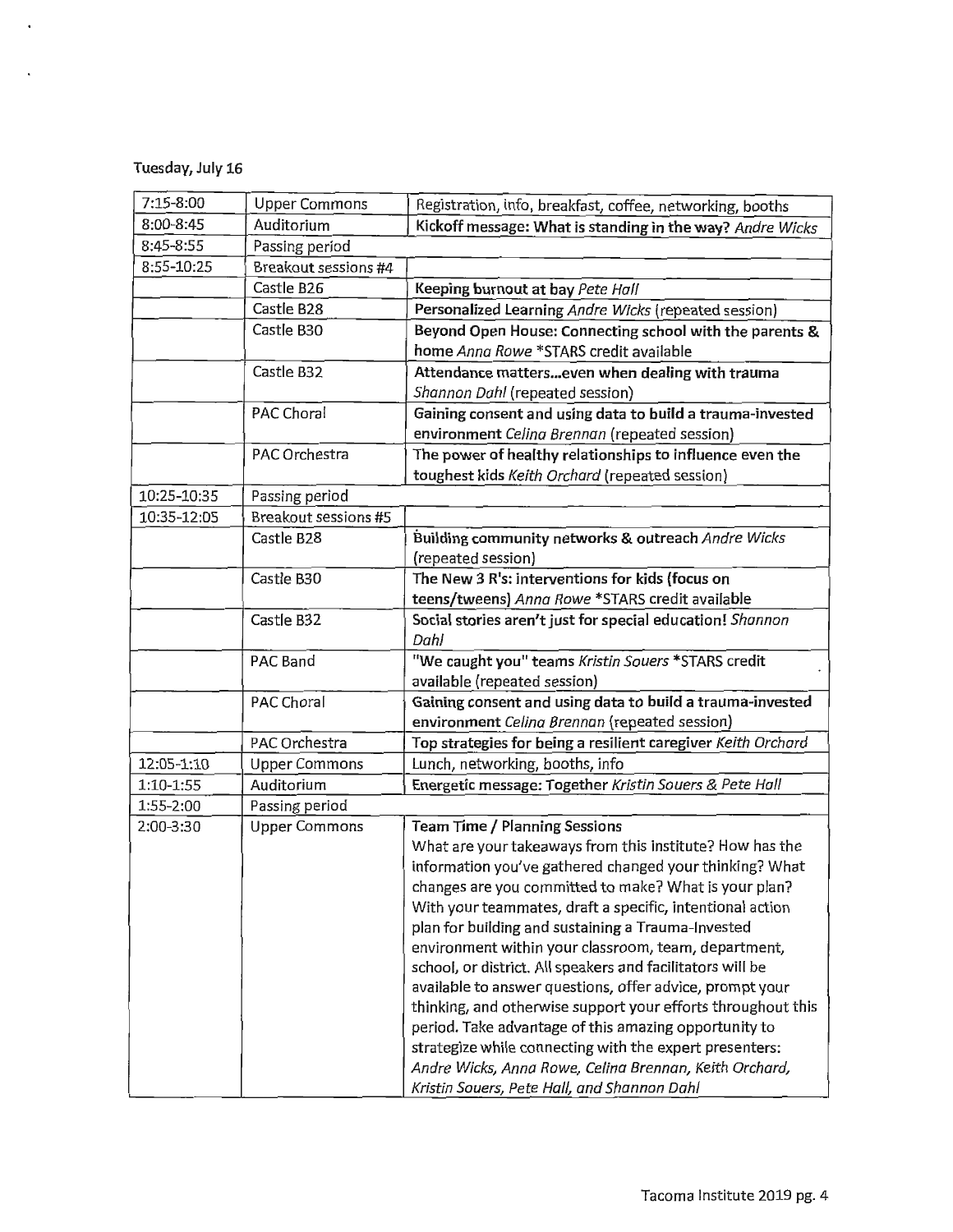Tuesday, July 16

| | | |
|---|---|---|
| 7:15-8:00 | Upper Commons | Registration, info, breakfast, coffee, networking, booths |
| 8:00-8:45 | Auditorium | **Kickoff message: What is standing in the way?** *Andre Wicks* |
| 8:45-8:55 | Passing period | |
| 8:55-10:25 | Breakout sessions #4 | |
| | Castle B26 | **Keeping burnout at bay** *Pete Hall* |
| | Castle B28 | **Personalized Learning** *Andre Wicks* (repeated session) |
| | Castle B30 | **Beyond Open House: Connecting school with the parents & home** *Anna Rowe* *STARS credit available |
| | Castle B32 | **Attendance matters...even when dealing with trauma** *Shannon Dahl* (repeated session) |
| | PAC Choral | **Gaining consent and using data to build a trauma-invested environment** *Celina Brennan* (repeated session) |
| | PAC Orchestra | **The power of healthy relationships to influence even the toughest kids** *Keith Orchard* (repeated session) |
| 10:25-10:35 | Passing period | |
| 10:35-12:05 | Breakout sessions #5 | |
| | Castle B28 | **Building community networks & outreach** *Andre Wicks* (repeated session) |
| | Castle B30 | **The New 3 R's: interventions for kids (focus on teens/tweens)** *Anna Rowe* *STARS credit available |
| | Castle B32 | **Social stories aren't just for special education!** *Shannon Dahl* |
| | PAC Band | **"We caught you" teams** *Kristin Souers* *STARS credit available (repeated session) |
| | PAC Choral | **Gaining consent and using data to build a trauma-invested environment** *Celina Brennan* (repeated session) |
| | PAC Orchestra | **Top strategies for being a resilient caregiver** *Keith Orchard* |
| 12:05-1:10 | Upper Commons | Lunch, networking, booths, info |
| 1:10-1:55 | Auditorium | **Energetic message: Together** *Kristin Souers & Pete Hall* |
| 1:55-2:00 | Passing period | |
| 2:00-3:30 | Upper Commons | **Team Time / Planning Sessions** What are your takeaways from this institute? How has the information you've gathered changed your thinking? What changes are you committed to make? What is your plan? With your teammates, draft a specific, intentional action plan for building and sustaining a Trauma-Invested environment within your classroom, team, department, school, or district. All speakers and facilitators will be available to answer questions, offer advice, prompt your thinking, and otherwise support your efforts throughout this period. Take advantage of this amazing opportunity to strategize while connecting with the expert presenters: *Andre Wicks, Anna Rowe, Celina Brennan, Keith Orchard, Kristin Souers, Pete Hall, and Shannon Dahl* |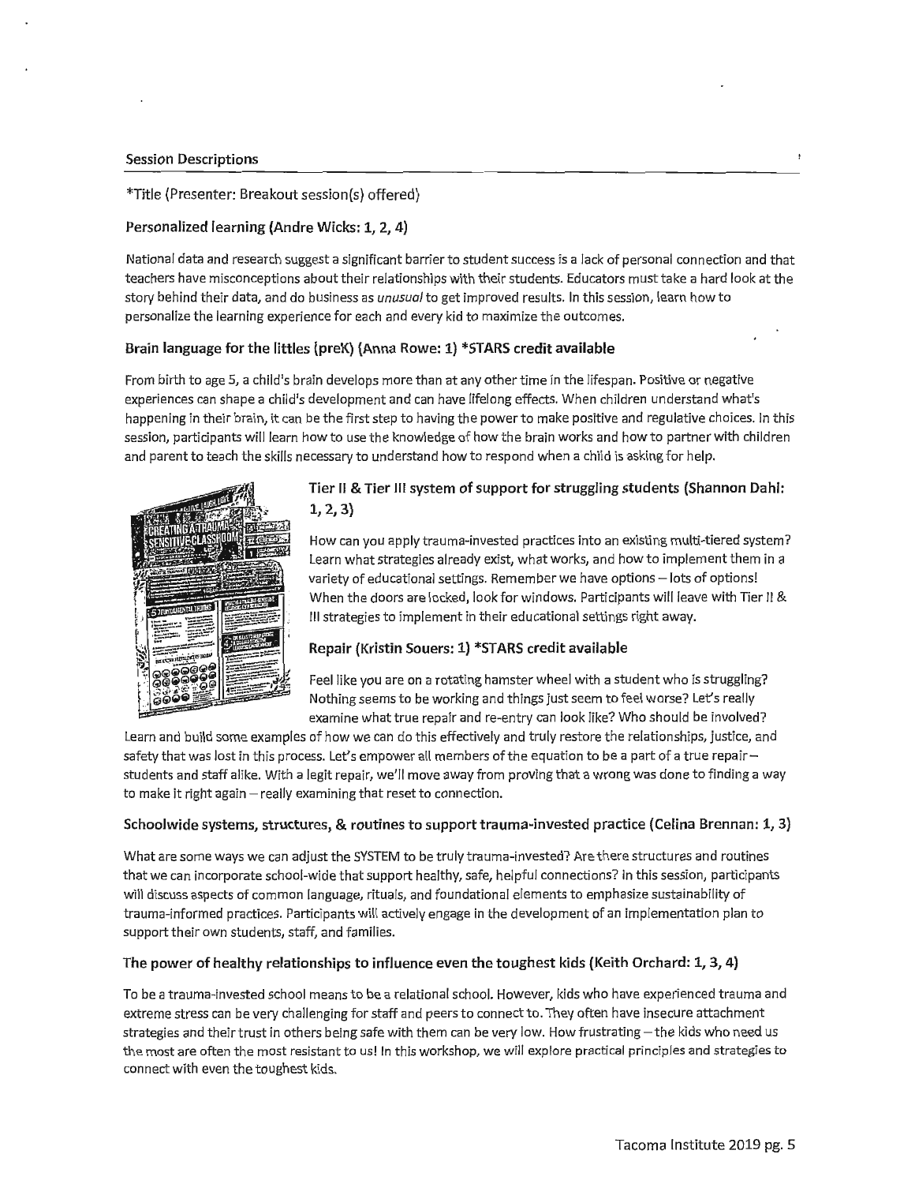## Session Descriptions

*Title (Presenter: Breakout session(s) offered)

### Personalized learning (Andre Wicks: 1, 2, 4)

National data and research suggest a significant barrier to student success is a lack of personal connection and that teachers have misconceptions about their relationships with their students. Educators must take a hard look at the story behind their data, and do business as *unusual* to get improved results. In this session, learn how to personalize the learning experience for each and every kid to maximize the outcomes.

### Brain language for the littles (preK) (Anna Rowe: 1) *STARS credit available

From birth to age 5, a child's brain develops more than at any other time in the lifespan. Positive or negative experiences can shape a child's development and can have lifelong effects. When children understand what's happening in their brain, it can be the first step to having the power to make positive and regulative choices. In this session, participants will learn how to use the knowledge of how the brain works and how to partner with children and parent to teach the skills necessary to understand how to respond when a child is asking for help.

### Tier II & Tier III system of support for struggling students (Shannon Dahl: 1, 2, 3)

How can you apply trauma-invested practices into an existing multi-tiered system? Learn what strategies already exist, what works, and how to implement them in a variety of educational settings. Remember we have options – lots of options! When the doors are locked, look for windows. Participants will leave with Tier II & III strategies to implement in their educational settings right away.

### Repair (Kristin Souers: 1) *STARS credit available

Feel like you are on a rotating hamster wheel with a student who is struggling? Nothing seems to be working and things just seem to feel worse? Let's really examine what true repair and re-entry can look like? Who should be involved? Learn and build some examples of how we can do this effectively and truly restore the relationships, justice, and safety that was lost in this process. Let's empower all members of the equation to be a part of a true repair – students and staff alike. With a legit repair, we'll move away from proving that a wrong was done to finding a way to make it right again – really examining that reset to connection.

### Schoolwide systems, structures, & routines to support trauma-invested practice (Celina Brennan: 1, 3)

What are some ways we can adjust the SYSTEM to be truly trauma-invested? Are there structures and routines that we can incorporate school-wide that support healthy, safe, helpful connections? In this session, participants will discuss aspects of common language, rituals, and foundational elements to emphasize sustainability of trauma-informed practices. Participants will actively engage in the development of an implementation plan to support their own students, staff, and families.

### The power of healthy relationships to influence even the toughest kids (Keith Orchard: 1, 3, 4)

To be a trauma-invested school means to be a relational school. However, kids who have experienced trauma and extreme stress can be very challenging for staff and peers to connect to. They often have insecure attachment strategies and their trust in others being safe with them can be very low. How frustrating – the kids who need us the most are often the most resistant to us! In this workshop, we will explore practical principles and strategies to connect with even the toughest kids.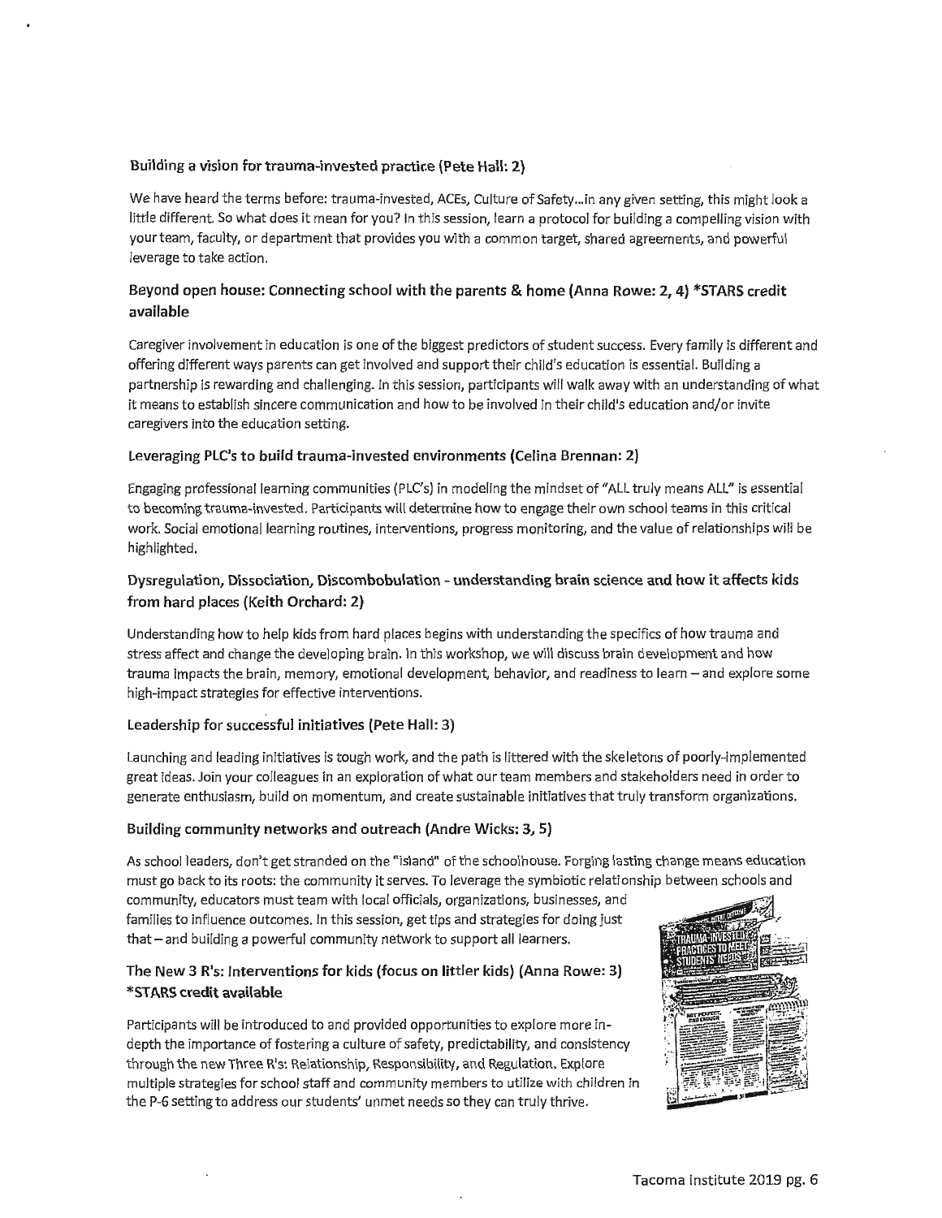### Building a vision for trauma-invested practice (Pete Hall: 2)

We have heard the terms before: trauma-invested, ACEs, Culture of Safety…in any given setting, this might look a little different. So what does it mean for you? In this session, learn a protocol for building a compelling vision with your team, faculty, or department that provides you with a common target, shared agreements, and powerful leverage to take action.

### Beyond open house: Connecting school with the parents & home (Anna Rowe: 2, 4) *STARS credit available

Caregiver involvement in education is one of the biggest predictors of student success. Every family is different and offering different ways parents can get involved and support their child's education is essential. Building a partnership is rewarding and challenging. In this session, participants will walk away with an understanding of what it means to establish sincere communication and how to be involved in their child's education and/or invite caregivers into the education setting.

### Leveraging PLC's to build trauma-invested environments (Celina Brennan: 2)

Engaging professional learning communities (PLC's) in modeling the mindset of "ALL truly means ALL" is essential to becoming trauma-invested. Participants will determine how to engage their own school teams in this critical work. Social emotional learning routines, interventions, progress monitoring, and the value of relationships will be highlighted.

### Dysregulation, Dissociation, Discombobulation - understanding brain science and how it affects kids from hard places (Keith Orchard: 2)

Understanding how to help kids from hard places begins with understanding the specifics of how trauma and stress affect and change the developing brain. In this workshop, we will discuss brain development and how trauma impacts the brain, memory, emotional development, behavior, and readiness to learn – and explore some high-impact strategies for effective interventions.

### Leadership for successful initiatives (Pete Hall: 3)

Launching and leading initiatives is tough work, and the path is littered with the skeletons of poorly-implemented great ideas. Join your colleagues in an exploration of what our team members and stakeholders need in order to generate enthusiasm, build on momentum, and create sustainable initiatives that truly transform organizations.

### Building community networks and outreach (Andre Wicks: 3, 5)

As school leaders, don't get stranded on the "island" of the schoolhouse. Forging lasting change means education must go back to its roots: the community it serves. To leverage the symbiotic relationship between schools and community, educators must team with local officials, organizations, businesses, and families to influence outcomes. In this session, get tips and strategies for doing just that – and building a powerful community network to support all learners.

### The New 3 R's: Interventions for kids (focus on littler kids) (Anna Rowe: 3) *STARS credit available

Participants will be introduced to and provided opportunities to explore more in-depth the importance of fostering a culture of safety, predictability, and consistency through the new Three R's: Relationship, Responsibility, and Regulation. Explore multiple strategies for school staff and community members to utilize with children in the P-6 setting to address our students' unmet needs so they can truly thrive.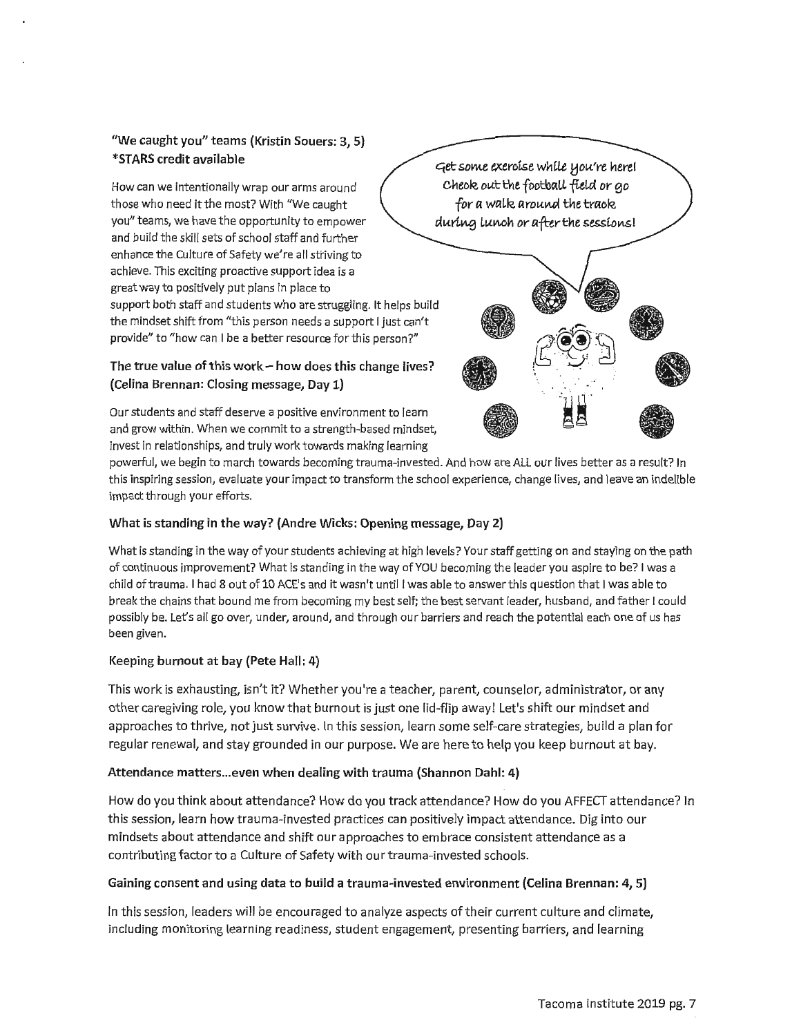### "We caught you" teams (Kristin Souers: 3, 5)
**\*STARS credit available**

How can we intentionally wrap our arms around those who need it the most? With "We caught you" teams, we have the opportunity to empower and build the skill sets of school staff and further enhance the Culture of Safety we're all striving to achieve. This exciting proactive support idea is a great way to positively put plans in place to support both staff and students who are struggling. It helps build the mindset shift from "this person needs a support I just can't provide" to "how can I be a better resource for this person?"

Get some exercise while you're here! Check out the football field or go for a walk around the track during lunch or after the sessions!

### The true value of this work – how does this change lives? (Celina Brennan: Closing message, Day 1)

Our students and staff deserve a positive environment to learn and grow within. When we commit to a strength-based mindset, invest in relationships, and truly work towards making learning powerful, we begin to march towards becoming trauma-invested. And how are ALL our lives better as a result? In this inspiring session, evaluate your impact to transform the school experience, change lives, and leave an indelible impact through your efforts.

### What is standing in the way? (Andre Wicks: Opening message, Day 2)

What is standing in the way of your students achieving at high levels? Your staff getting on and staying on the path of continuous improvement? What is standing in the way of YOU becoming the leader you aspire to be? I was a child of trauma. I had 8 out of 10 ACE's and it wasn't until I was able to answer this question that I was able to break the chains that bound me from becoming my best self; the best servant leader, husband, and father I could possibly be. Let's all go over, under, around, and through our barriers and reach the potential each one of us has been given.

### Keeping burnout at bay (Pete Hall: 4)

This work is exhausting, isn't it? Whether you're a teacher, parent, counselor, administrator, or any other caregiving role, you know that burnout is just one lid-flip away! Let's shift our mindset and approaches to thrive, not just survive. In this session, learn some self-care strategies, build a plan for regular renewal, and stay grounded in our purpose. We are here to help you keep burnout at bay.

### Attendance matters...even when dealing with trauma (Shannon Dahl: 4)

How do you think about attendance? How do you track attendance? How do you AFFECT attendance? In this session, learn how trauma-invested practices can positively impact attendance. Dig into our mindsets about attendance and shift our approaches to embrace consistent attendance as a contributing factor to a Culture of Safety with our trauma-invested schools.

### Gaining consent and using data to build a trauma-invested environment (Celina Brennan: 4, 5)

In this session, leaders will be encouraged to analyze aspects of their current culture and climate, including monitoring learning readiness, student engagement, presenting barriers, and learning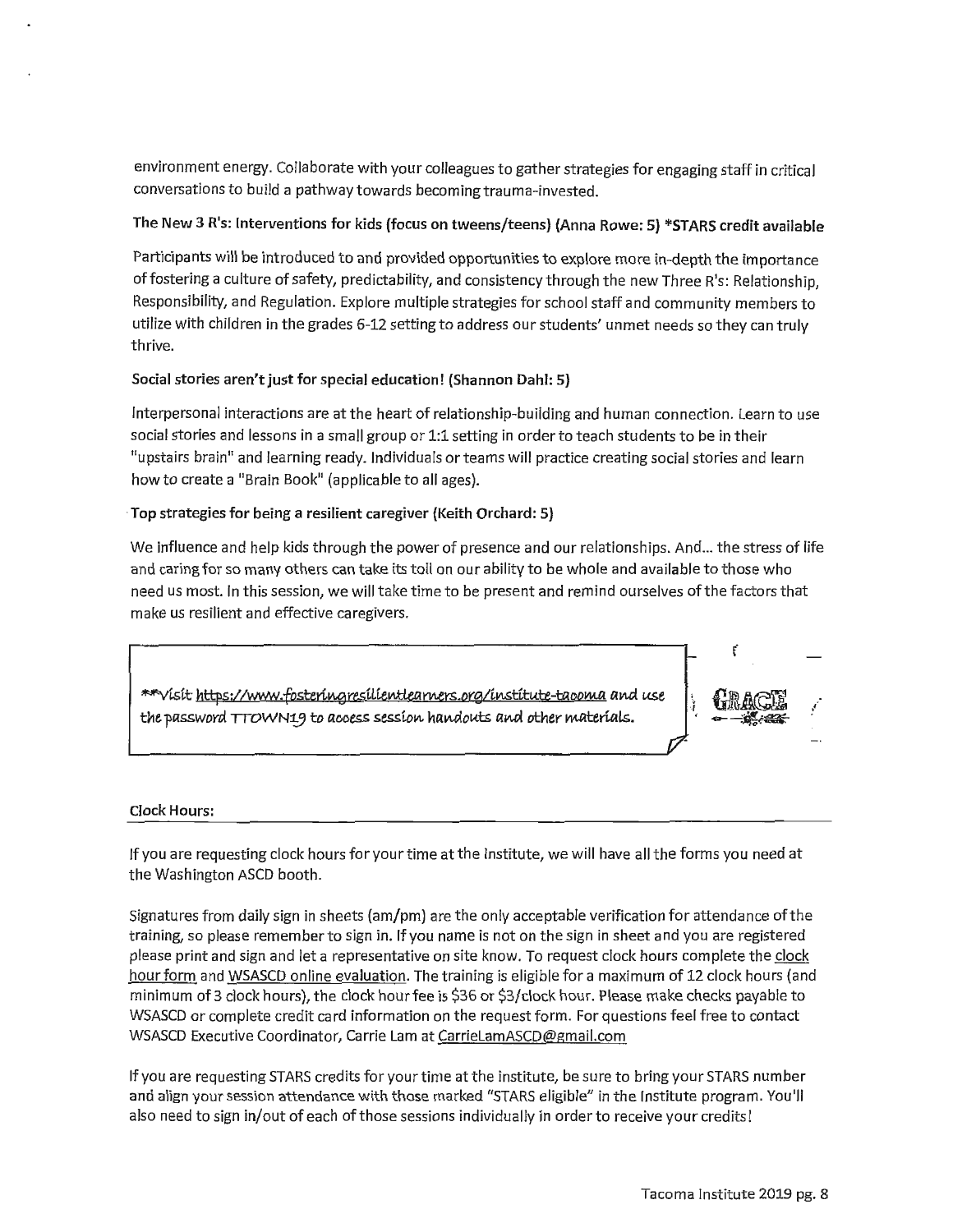environment energy. Collaborate with your colleagues to gather strategies for engaging staff in critical conversations to build a pathway towards becoming trauma-invested.

**The New 3 R's: Interventions for kids (focus on tweens/teens) (Anna Rowe: 5) *STARS credit available**

Participants will be introduced to and provided opportunities to explore more in-depth the importance of fostering a culture of safety, predictability, and consistency through the new Three R's: Relationship, Responsibility, and Regulation. Explore multiple strategies for school staff and community members to utilize with children in the grades 6-12 setting to address our students' unmet needs so they can truly thrive.

**Social stories aren't just for special education! (Shannon Dahl: 5)**

Interpersonal interactions are at the heart of relationship-building and human connection. Learn to use social stories and lessons in a small group or 1:1 setting in order to teach students to be in their "upstairs brain" and learning ready. Individuals or teams will practice creating social stories and learn how to create a "Brain Book" (applicable to all ages).

**Top strategies for being a resilient caregiver (Keith Orchard: 5)**

We influence and help kids through the power of presence and our relationships. And... the stress of life and caring for so many others can take its toll on our ability to be whole and available to those who need us most. In this session, we will take time to be present and remind ourselves of the factors that make us resilient and effective caregivers.

**Visit https://www.fosteringresilientlearners.org/institute-tacoma and use the password TTOWN19 to access session handouts and other materials.

GRACE

**Clock Hours:**

If you are requesting clock hours for your time at the Institute, we will have all the forms you need at the Washington ASCD booth.

Signatures from daily sign in sheets (am/pm) are the only acceptable verification for attendance of the training, so please remember to sign in. If you name is not on the sign in sheet and you are registered please print and sign and let a representative on site know. To request clock hours complete the clock hour form and WSASCD online evaluation. The training is eligible for a maximum of 12 clock hours (and minimum of 3 clock hours), the clock hour fee is $36 or $3/clock hour. Please make checks payable to WSASCD or complete credit card information on the request form. For questions feel free to contact WSASCD Executive Coordinator, Carrie Lam at CarrieLamASCD@gmail.com

If you are requesting STARS credits for your time at the institute, be sure to bring your STARS number and align your session attendance with those marked "STARS eligible" in the Institute program. You'll also need to sign in/out of each of those sessions individually in order to receive your credits!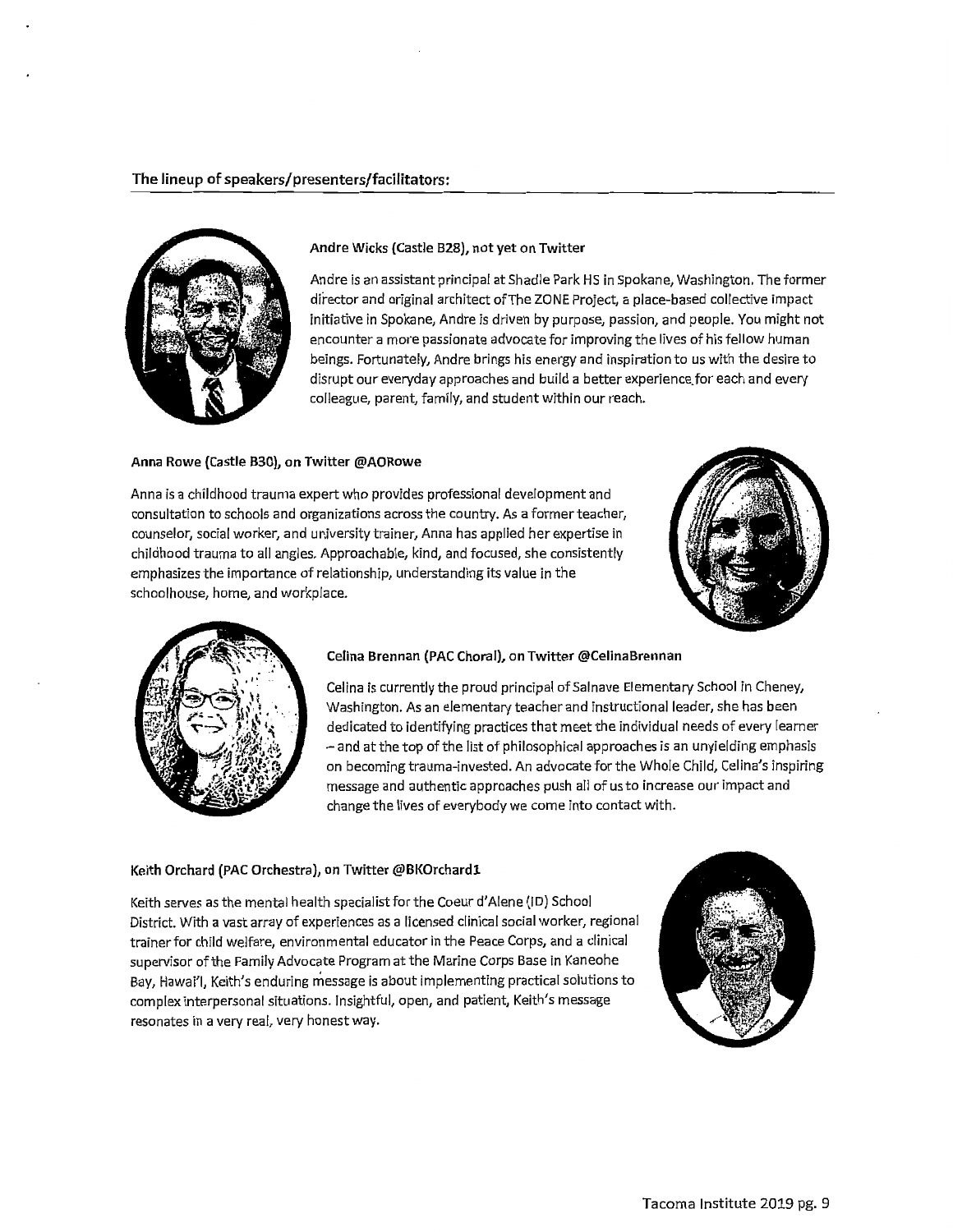**The lineup of speakers/presenters/facilitators:**

**Andre Wicks (Castle B28), not yet on Twitter**

Andre is an assistant principal at Shadle Park HS in Spokane, Washington. The former director and original architect of The ZONE Project, a place-based collective impact initiative in Spokane, Andre is driven by purpose, passion, and people. You might not encounter a more passionate advocate for improving the lives of his fellow human beings. Fortunately, Andre brings his energy and inspiration to us with the desire to disrupt our everyday approaches and build a better experience for each and every colleague, parent, family, and student within our reach.

**Anna Rowe (Castle B30), on Twitter @AORowe**

Anna is a childhood trauma expert who provides professional development and consultation to schools and organizations across the country. As a former teacher, counselor, social worker, and university trainer, Anna has applied her expertise in childhood trauma to all angles. Approachable, kind, and focused, she consistently emphasizes the importance of relationship, understanding its value in the schoolhouse, home, and workplace.

**Celina Brennan (PAC Choral), on Twitter @CelinaBrennan**

Celina is currently the proud principal of Salnave Elementary School in Cheney, Washington. As an elementary teacher and instructional leader, she has been dedicated to identifying practices that meet the individual needs of every learner – and at the top of the list of philosophical approaches is an unyielding emphasis on becoming trauma-invested. An advocate for the Whole Child, Celina's inspiring message and authentic approaches push all of us to increase our impact and change the lives of everybody we come into contact with.

**Keith Orchard (PAC Orchestra), on Twitter @BKOrchard1**

Keith serves as the mental health specialist for the Coeur d'Alene (ID) School District. With a vast array of experiences as a licensed clinical social worker, regional trainer for child welfare, environmental educator in the Peace Corps, and a clinical supervisor of the Family Advocate Program at the Marine Corps Base in Kaneohe Bay, Hawai'i, Keith's enduring message is about implementing practical solutions to complex interpersonal situations. Insightful, open, and patient, Keith's message resonates in a very real, very honest way.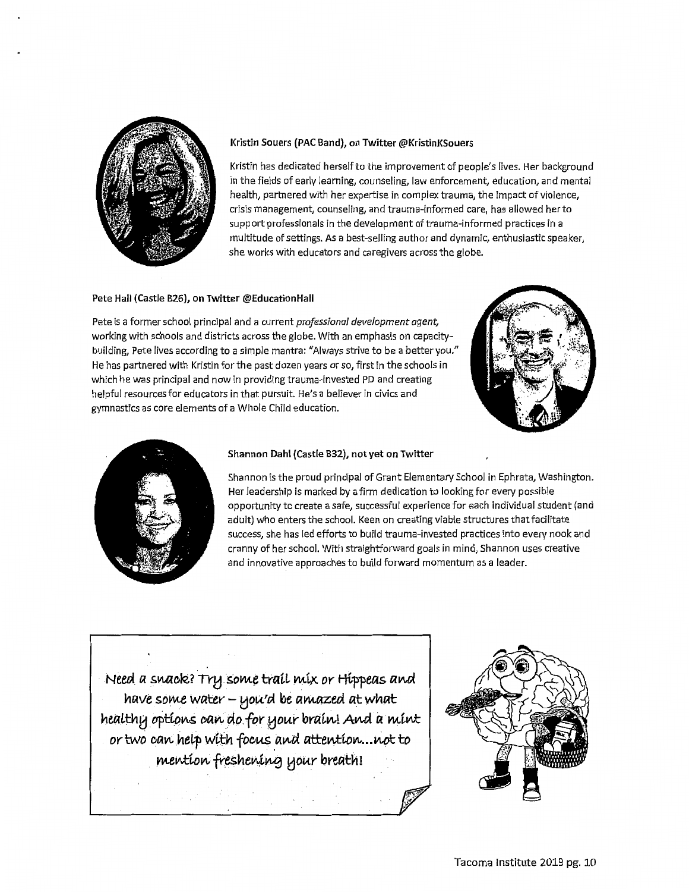**Kristin Souers (PAC Band), on Twitter @KristinKSouers**

Kristin has dedicated herself to the improvement of people's lives. Her background in the fields of early learning, counseling, law enforcement, education, and mental health, partnered with her expertise in complex trauma, the impact of violence, crisis management, counseling, and trauma-informed care, has allowed her to support professionals in the development of trauma-informed practices in a multitude of settings. As a best-selling author and dynamic, enthusiastic speaker, she works with educators and caregivers across the globe.

**Pete Hall (Castle B26), on Twitter @EducationHall**

Pete is a former school principal and a current *professional development agent*, working with schools and districts across the globe. With an emphasis on capacity-building, Pete lives according to a simple mantra: "Always strive to be a better you." He has partnered with Kristin for the past dozen years or so, first in the schools in which he was principal and now in providing trauma-invested PD and creating helpful resources for educators in that pursuit. He's a believer in civics and gymnastics as core elements of a Whole Child education.

**Shannon Dahl (Castle B32), not yet on Twitter**

Shannon is the proud principal of Grant Elementary School in Ephrata, Washington. Her leadership is marked by a firm dedication to looking for every possible opportunity to create a safe, successful experience for each individual student (and adult) who enters the school. Keen on creating viable structures that facilitate success, she has led efforts to build trauma-invested practices into every nook and cranny of her school. With straightforward goals in mind, Shannon uses creative and innovative approaches to build forward momentum as a leader.

Need a snack? Try some trail mix or Hippeas and have some water – you'd be amazed at what healthy options can do for your brain! And a mint or two can help with focus and attention...not to mention freshening your breath!